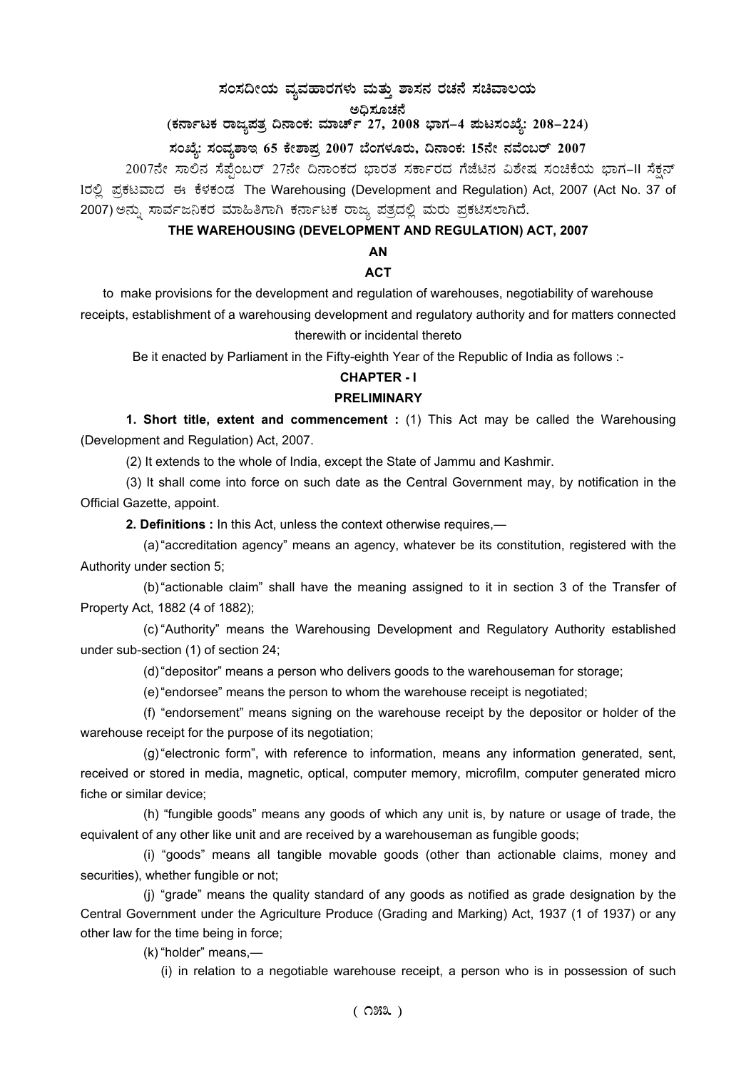# ಸಂಸದೀಯ ವ್ಯವಹಾರಗಳು ಮತ್ತು ಶಾಸನ ರಚನೆ ಸಚಿವಾಲಯ

## ಅಧಿಸೂಚನೆ

**(ಕರ್ನಾಟಕ ರಾಜ್ಯಪತ್ರ ದಿನಾಂಕ: ಮಾರ್ಚ್ 27, 2008 ಭಾಗ–4 ಪುಟಸಂಖ್ಯೆ: 208–224)**

**ಸಂಖ್ಯೆ: ಸಂವ್ಯಶಾಇ 65 ಕೇಶಾಪ್ರ 2007 ಬೆಂಗಳೂರು, ದಿನಾಂಕ: 15ನೇ ನವೆಂಬರ್ 2007**

2007ನೇ ಸಾಲಿನ ಸೆಪ್ಟೆಂಬರ್ 27ನೇ ದಿನಾಂಕದ ಭಾರತ ಸರ್ಕಾರದ ಗೆಜೆಟಿನ ವಿಶೇಷ ಸಂಚಿಕೆಯ ಭಾಗ–II ಸೆಕ್ಷನ್ 1ರಲ್ಲಿ ಪ್ರಕಟವಾದ ಈ ಕೆಳಕಂಡ The Warehousing (Development and Regulation) Act, 2007 (Act No. 37 of 2007) ಅನ್ನು ಸಾರ್ವಜನಿಕರ ಮಾಹಿತಿಗಾಗಿ ಕರ್ನಾಟಕ ರಾಜ್ಯ ಪತ್ರದಲ್ಲಿ ಮರು ಪ್ರಕಟಿಸಲಾಗಿದೆ.

**THE WAREHOUSING (DEVELOPMENT AND REGULATION) ACT, 2007**

**AN**

**ACT**

to make provisions for the development and regulation of warehouses, negotiability of warehouse receipts, establishment of a warehousing development and regulatory authority and for matters connected therewith or incidental thereto

Be it enacted by Parliament in the Fifty-eighth Year of the Republic of India as follows :-

## CHAPTER - I

## PRELIMINARY

**1. Short title, extent and commencement :** (1) This Act may be called the Warehousing (Development and Regulation) Act, 2007.

(2) It extends to the whole of India, except the State of Jammu and Kashmir.

(3) It shall come into force on such date as the Central Government may, by notification in the Official Gazette, appoint.

**2. Definitions :** In this Act, unless the context otherwise requires,—

(a) "accreditation agency" means an agency, whatever be its constitution, registered with the Authority under section 5;

(b) "actionable claim" shall have the meaning assigned to it in section 3 of the Transfer of Property Act, 1882 (4 of 1882);

(c) "Authority" means the Warehousing Development and Regulatory Authority established under sub-section (1) of section 24;

(d) "depositor" means a person who delivers goods to the warehouseman for storage;

(e) "endorsee" means the person to whom the warehouse receipt is negotiated;

(f) "endorsement" means signing on the warehouse receipt by the depositor or holder of the warehouse receipt for the purpose of its negotiation;

(g) "electronic form", with reference to information, means any information generated, sent, received or stored in media, magnetic, optical, computer memory, microfilm, computer generated micro fiche or similar device;

(h) "fungible goods" means any goods of which any unit is, by nature or usage of trade, the equivalent of any other like unit and are received by a warehouseman as fungible goods;

(i) "goods" means all tangible movable goods (other than actionable claims, money and securities), whether fungible or not;

(j) "grade" means the quality standard of any goods as notified as grade designation by the Central Government under the Agriculture Produce (Grading and Marking) Act, 1937 (1 of 1937) or any other law for the time being in force;

(k) "holder" means,—

(i) in relation to a negotiable warehouse receipt, a person who is in possession of such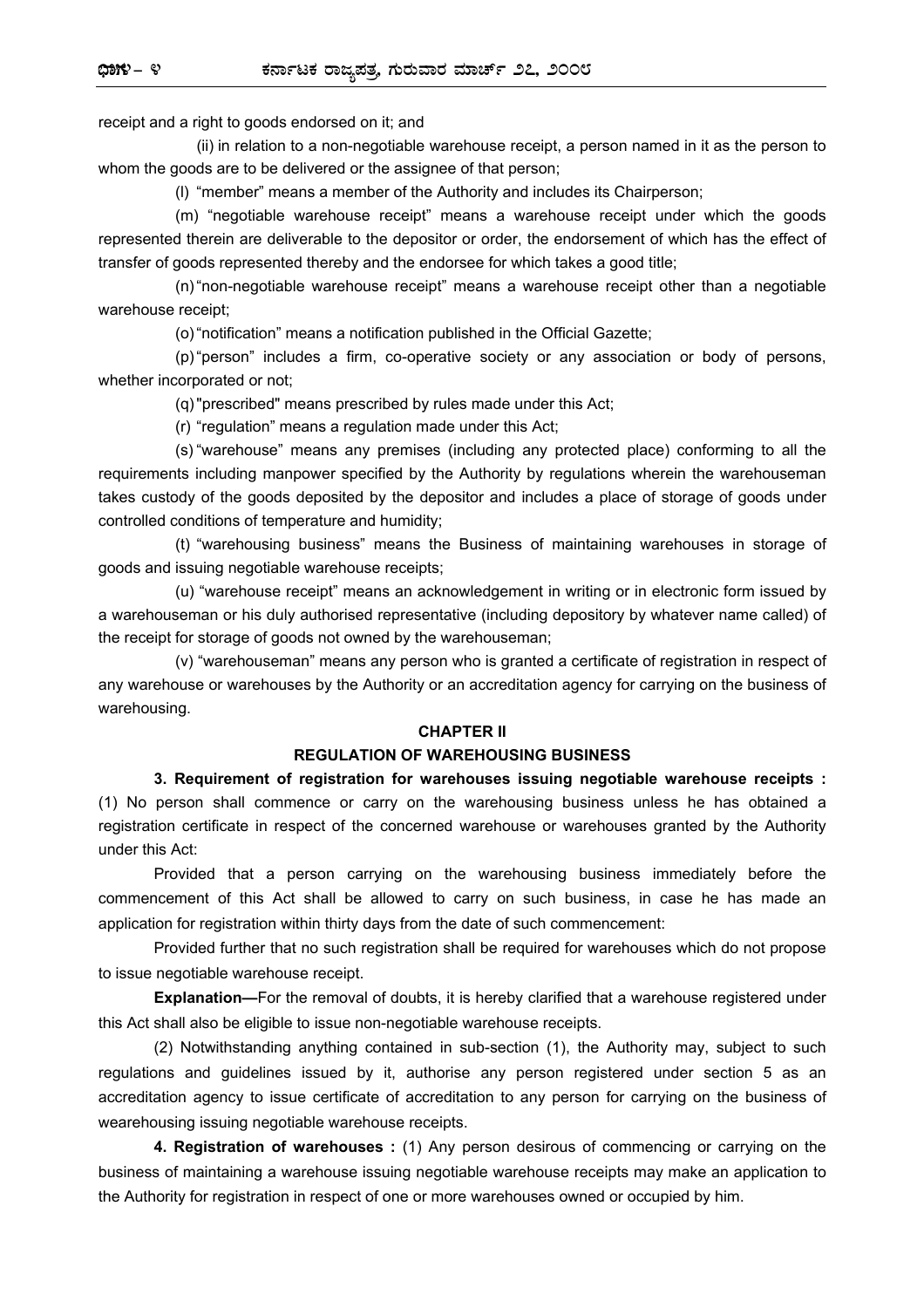receipt and a right to goods endorsed on it; and

(ii) in relation to a non-negotiable warehouse receipt, a person named in it as the person to whom the goods are to be delivered or the assignee of that person;

(l) "member" means a member of the Authority and includes its Chairperson;

(m) "negotiable warehouse receipt" means a warehouse receipt under which the goods represented therein are deliverable to the depositor or order, the endorsement of which has the effect of transfer of goods represented thereby and the endorsee for which takes a good title;

(n) "non-negotiable warehouse receipt" means a warehouse receipt other than a negotiable warehouse receipt;

(o) "notification" means a notification published in the Official Gazette;

(p) "person" includes a firm, co-operative society or any association or body of persons, whether incorporated or not;

(q) "prescribed" means prescribed by rules made under this Act;

(r) "regulation" means a regulation made under this Act;

(s) "warehouse" means any premises (including any protected place) conforming to all the requirements including manpower specified by the Authority by regulations wherein the warehouseman takes custody of the goods deposited by the depositor and includes a place of storage of goods under controlled conditions of temperature and humidity;

(t) "warehousing business" means the Business of maintaining warehouses in storage of goods and issuing negotiable warehouse receipts;

(u) "warehouse receipt" means an acknowledgement in writing or in electronic form issued by a warehouseman or his duly authorised representative (including depository by whatever name called) of the receipt for storage of goods not owned by the warehouseman;

(v) "warehouseman" means any person who is granted a certificate of registration in respect of any warehouse or warehouses by the Authority or an accreditation agency for carrying on the business of warehousing.

## CHAPTER II

## REGULATION OF WAREHOUSING BUSINESS

**3. Requirement of registration for warehouses issuing negotiable warehouse receipts :** (1) No person shall commence or carry on the warehousing business unless he has obtained a registration certificate in respect of the concerned warehouse or warehouses granted by the Authority under this Act:

Provided that a person carrying on the warehousing business immediately before the commencement of this Act shall be allowed to carry on such business, in case he has made an application for registration within thirty days from the date of such commencement:

Provided further that no such registration shall be required for warehouses which do not propose to issue negotiable warehouse receipt.

**Explanation—**For the removal of doubts, it is hereby clarified that a warehouse registered under this Act shall also be eligible to issue non-negotiable warehouse receipts.

(2) Notwithstanding anything contained in sub-section (1), the Authority may, subject to such regulations and guidelines issued by it, authorise any person registered under section 5 as an accreditation agency to issue certificate of accreditation to any person for carrying on the business of wearehousing issuing negotiable warehouse receipts.

**4. Registration of warehouses :** (1) Any person desirous of commencing or carrying on the business of maintaining a warehouse issuing negotiable warehouse receipts may make an application to the Authority for registration in respect of one or more warehouses owned or occupied by him.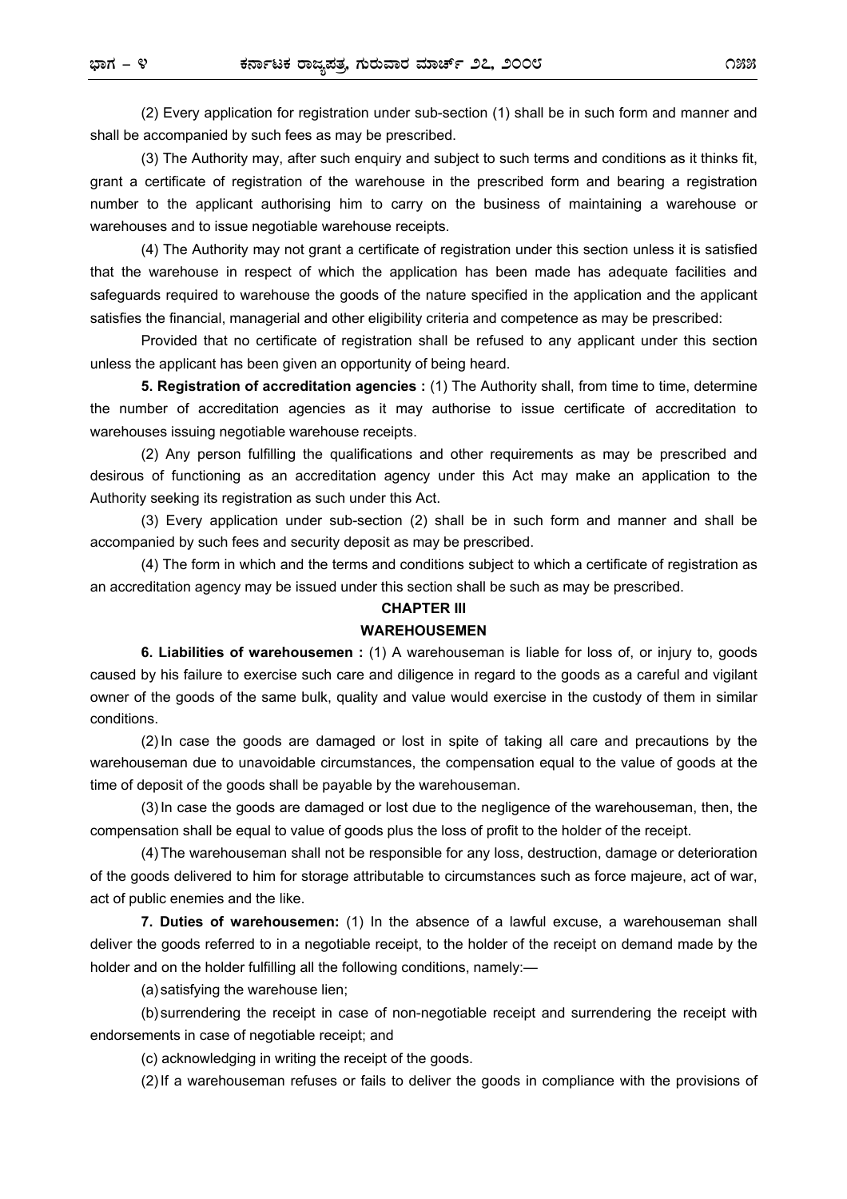(2) Every application for registration under sub-section (1) shall be in such form and manner and shall be accompanied by such fees as may be prescribed.

(3) The Authority may, after such enquiry and subject to such terms and conditions as it thinks fit, grant a certificate of registration of the warehouse in the prescribed form and bearing a registration number to the applicant authorising him to carry on the business of maintaining a warehouse or warehouses and to issue negotiable warehouse receipts.

(4) The Authority may not grant a certificate of registration under this section unless it is satisfied that the warehouse in respect of which the application has been made has adequate facilities and safeguards required to warehouse the goods of the nature specified in the application and the applicant satisfies the financial, managerial and other eligibility criteria and competence as may be prescribed:

Provided that no certificate of registration shall be refused to any applicant under this section unless the applicant has been given an opportunity of being heard.

**5. Registration of accreditation agencies :** (1) The Authority shall, from time to time, determine the number of accreditation agencies as it may authorise to issue certificate of accreditation to warehouses issuing negotiable warehouse receipts.

(2) Any person fulfilling the qualifications and other requirements as may be prescribed and desirous of functioning as an accreditation agency under this Act may make an application to the Authority seeking its registration as such under this Act.

(3) Every application under sub-section (2) shall be in such form and manner and shall be accompanied by such fees and security deposit as may be prescribed.

(4) The form in which and the terms and conditions subject to which a certificate of registration as an accreditation agency may be issued under this section shall be such as may be prescribed.

## CHAPTER III

## WAREHOUSEMEN

**6. Liabilities of warehousemen :** (1) A warehouseman is liable for loss of, or injury to, goods caused by his failure to exercise such care and diligence in regard to the goods as a careful and vigilant owner of the goods of the same bulk, quality and value would exercise in the custody of them in similar conditions.

(2) In case the goods are damaged or lost in spite of taking all care and precautions by the warehouseman due to unavoidable circumstances, the compensation equal to the value of goods at the time of deposit of the goods shall be payable by the warehouseman.

(3) In case the goods are damaged or lost due to the negligence of the warehouseman, then, the compensation shall be equal to value of goods plus the loss of profit to the holder of the receipt.

(4) The warehouseman shall not be responsible for any loss, destruction, damage or deterioration of the goods delivered to him for storage attributable to circumstances such as force majeure, act of war, act of public enemies and the like.

**7. Duties of warehousemen:** (1) In the absence of a lawful excuse, a warehouseman shall deliver the goods referred to in a negotiable receipt, to the holder of the receipt on demand made by the holder and on the holder fulfilling all the following conditions, namely:—

(a) satisfying the warehouse lien;

(b) surrendering the receipt in case of non-negotiable receipt and surrendering the receipt with endorsements in case of negotiable receipt; and

(c) acknowledging in writing the receipt of the goods.

(2) If a warehouseman refuses or fails to deliver the goods in compliance with the provisions of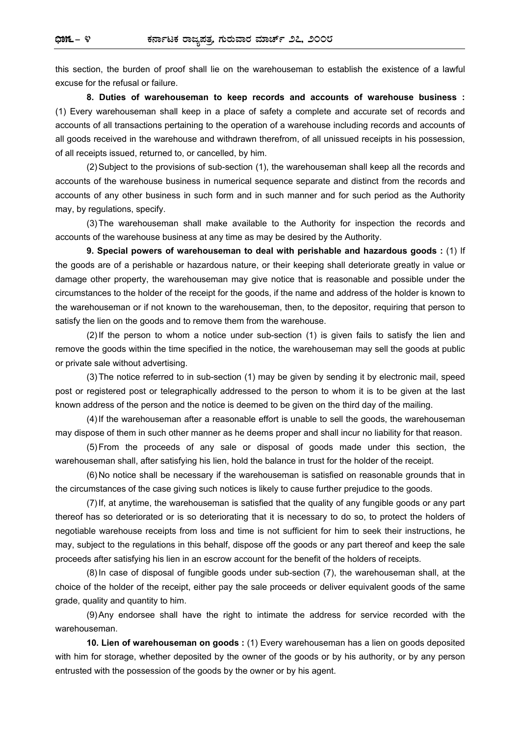this section, the burden of proof shall lie on the warehouseman to establish the existence of a lawful excuse for the refusal or failure.

**8. Duties of warehouseman to keep records and accounts of warehouse business :** (1) Every warehouseman shall keep in a place of safety a complete and accurate set of records and accounts of all transactions pertaining to the operation of a warehouse including records and accounts of all goods received in the warehouse and withdrawn therefrom, of all unissued receipts in his possession, of all receipts issued, returned to, or cancelled, by him.

(2) Subject to the provisions of sub-section (1), the warehouseman shall keep all the records and accounts of the warehouse business in numerical sequence separate and distinct from the records and accounts of any other business in such form and in such manner and for such period as the Authority may, by regulations, specify.

(3) The warehouseman shall make available to the Authority for inspection the records and accounts of the warehouse business at any time as may be desired by the Authority.

**9. Special powers of warehouseman to deal with perishable and hazardous goods :** (1) If the goods are of a perishable or hazardous nature, or their keeping shall deteriorate greatly in value or damage other property, the warehouseman may give notice that is reasonable and possible under the circumstances to the holder of the receipt for the goods, if the name and address of the holder is known to the warehouseman or if not known to the warehouseman, then, to the depositor, requiring that person to satisfy the lien on the goods and to remove them from the warehouse.

(2) If the person to whom a notice under sub-section (1) is given fails to satisfy the lien and remove the goods within the time specified in the notice, the warehouseman may sell the goods at public or private sale without advertising.

(3) The notice referred to in sub-section (1) may be given by sending it by electronic mail, speed post or registered post or telegraphically addressed to the person to whom it is to be given at the last known address of the person and the notice is deemed to be given on the third day of the mailing.

(4) If the warehouseman after a reasonable effort is unable to sell the goods, the warehouseman may dispose of them in such other manner as he deems proper and shall incur no liability for that reason.

(5) From the proceeds of any sale or disposal of goods made under this section, the warehouseman shall, after satisfying his lien, hold the balance in trust for the holder of the receipt.

(6) No notice shall be necessary if the warehouseman is satisfied on reasonable grounds that in the circumstances of the case giving such notices is likely to cause further prejudice to the goods.

(7) If, at anytime, the warehouseman is satisfied that the quality of any fungible goods or any part thereof has so deteriorated or is so deteriorating that it is necessary to do so, to protect the holders of negotiable warehouse receipts from loss and time is not sufficient for him to seek their instructions, he may, subject to the regulations in this behalf, dispose off the goods or any part thereof and keep the sale proceeds after satisfying his lien in an escrow account for the benefit of the holders of receipts.

(8) In case of disposal of fungible goods under sub-section (7), the warehouseman shall, at the choice of the holder of the receipt, either pay the sale proceeds or deliver equivalent goods of the same grade, quality and quantity to him.

(9) Any endorsee shall have the right to intimate the address for service recorded with the warehouseman.

**10. Lien of warehouseman on goods :** (1) Every warehouseman has a lien on goods deposited with him for storage, whether deposited by the owner of the goods or by his authority, or by any person entrusted with the possession of the goods by the owner or by his agent.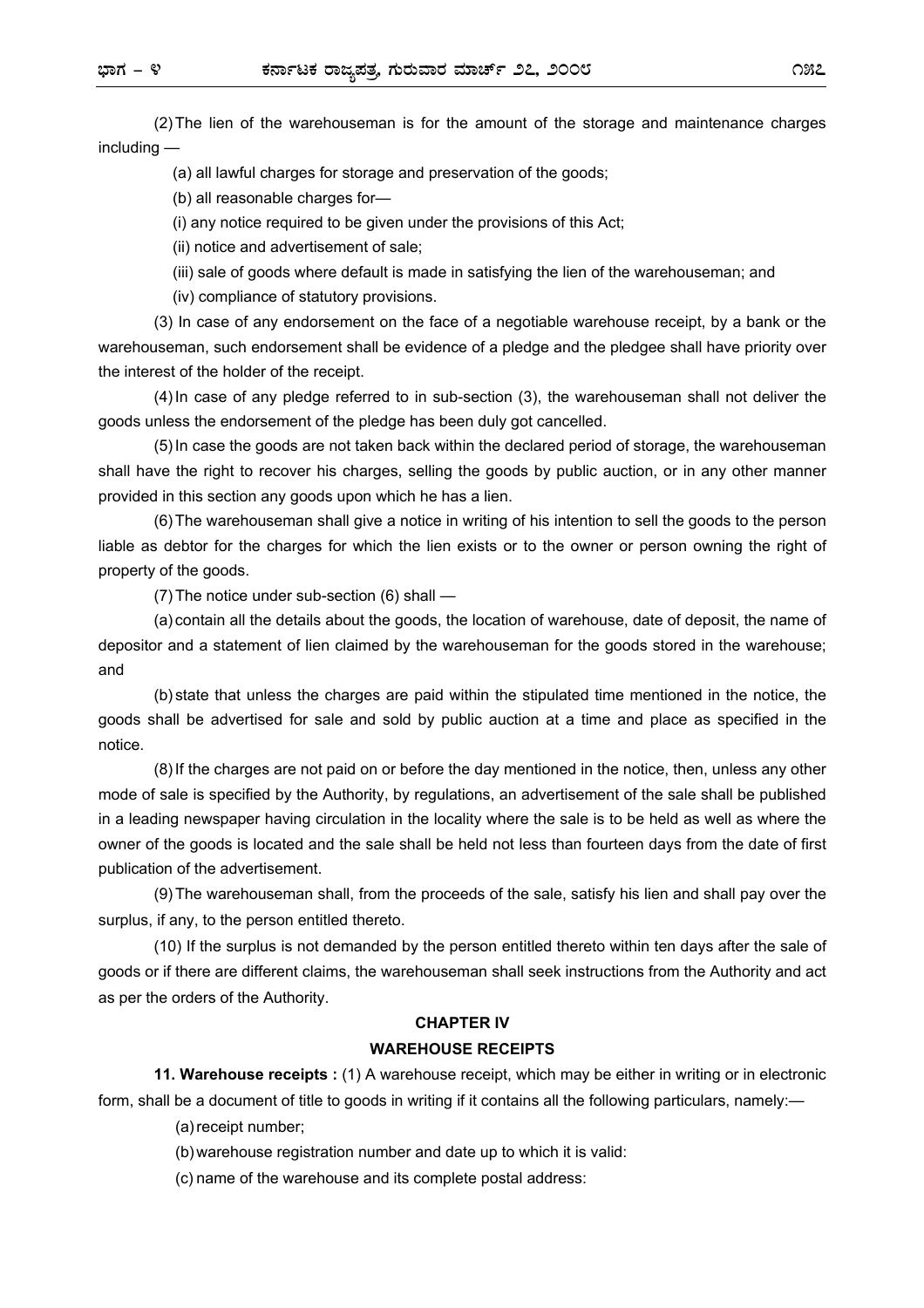(2) The lien of the warehouseman is for the amount of the storage and maintenance charges including —

(a) all lawful charges for storage and preservation of the goods;

(b) all reasonable charges for—

(i) any notice required to be given under the provisions of this Act;

(ii) notice and advertisement of sale;

(iii) sale of goods where default is made in satisfying the lien of the warehouseman; and

(iv) compliance of statutory provisions.

(3) In case of any endorsement on the face of a negotiable warehouse receipt, by a bank or the warehouseman, such endorsement shall be evidence of a pledge and the pledgee shall have priority over the interest of the holder of the receipt.

(4) In case of any pledge referred to in sub-section (3), the warehouseman shall not deliver the goods unless the endorsement of the pledge has been duly got cancelled.

(5) In case the goods are not taken back within the declared period of storage, the warehouseman shall have the right to recover his charges, selling the goods by public auction, or in any other manner provided in this section any goods upon which he has a lien.

(6) The warehouseman shall give a notice in writing of his intention to sell the goods to the person liable as debtor for the charges for which the lien exists or to the owner or person owning the right of property of the goods.

(7) The notice under sub-section (6) shall —

(a) contain all the details about the goods, the location of warehouse, date of deposit, the name of depositor and a statement of lien claimed by the warehouseman for the goods stored in the warehouse; and

(b) state that unless the charges are paid within the stipulated time mentioned in the notice, the goods shall be advertised for sale and sold by public auction at a time and place as specified in the notice.

(8) If the charges are not paid on or before the day mentioned in the notice, then, unless any other mode of sale is specified by the Authority, by regulations, an advertisement of the sale shall be published in a leading newspaper having circulation in the locality where the sale is to be held as well as where the owner of the goods is located and the sale shall be held not less than fourteen days from the date of first publication of the advertisement.

(9) The warehouseman shall, from the proceeds of the sale, satisfy his lien and shall pay over the surplus, if any, to the person entitled thereto.

(10) If the surplus is not demanded by the person entitled thereto within ten days after the sale of goods or if there are different claims, the warehouseman shall seek instructions from the Authority and act as per the orders of the Authority.

## CHAPTER IV

## WAREHOUSE RECEIPTS

**11. Warehouse receipts :** (1) A warehouse receipt, which may be either in writing or in electronic form, shall be a document of title to goods in writing if it contains all the following particulars, namely:—

(a) receipt number;

(b) warehouse registration number and date up to which it is valid:

(c) name of the warehouse and its complete postal address: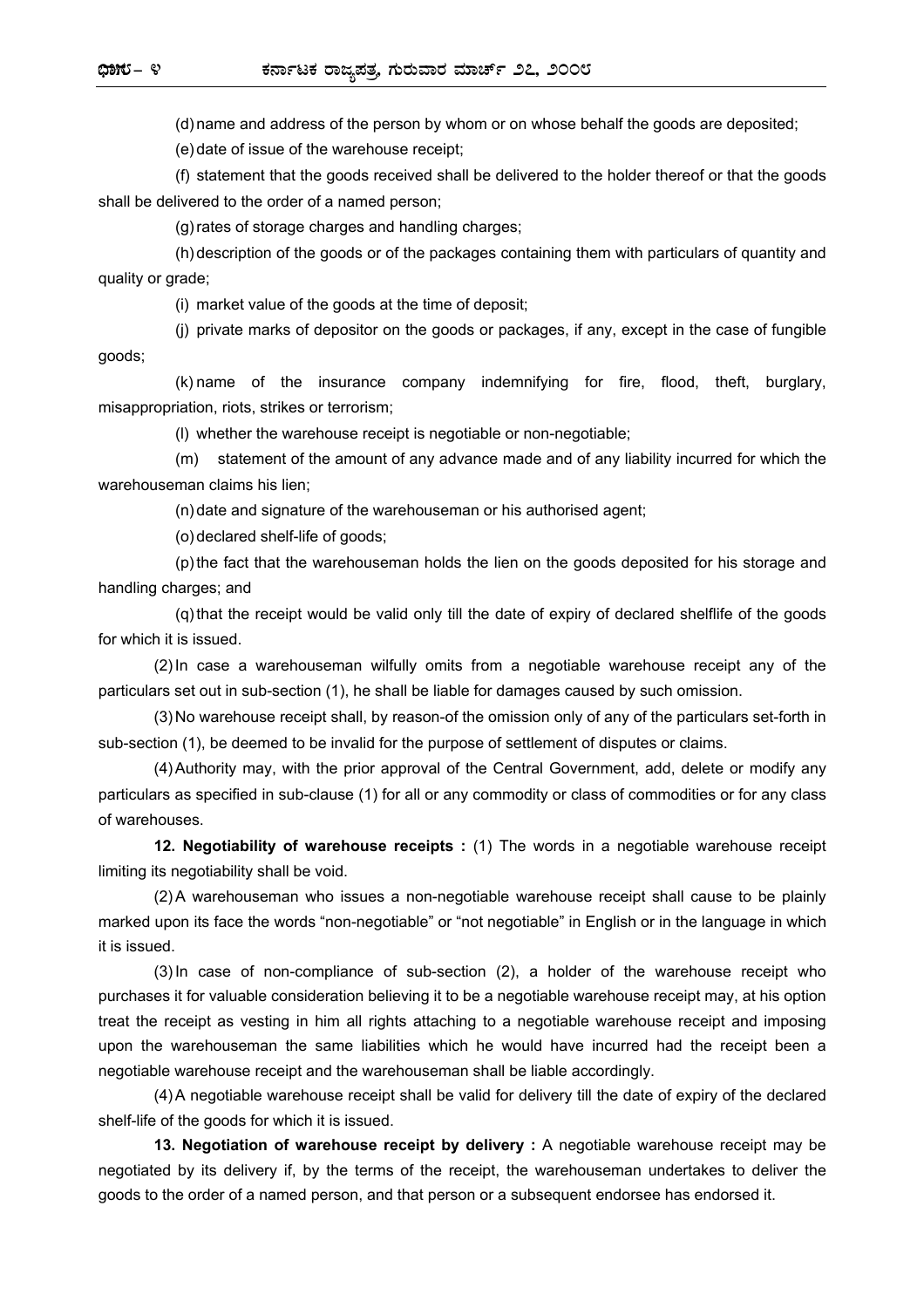(d) name and address of the person by whom or on whose behalf the goods are deposited;

(e) date of issue of the warehouse receipt;

(f) statement that the goods received shall be delivered to the holder thereof or that the goods shall be delivered to the order of a named person;

(g) rates of storage charges and handling charges;

(h) description of the goods or of the packages containing them with particulars of quantity and quality or grade;

(i) market value of the goods at the time of deposit;

(j) private marks of depositor on the goods or packages, if any, except in the case of fungible goods;

(k) name of the insurance company indemnifying for fire, flood, theft, burglary, misappropriation, riots, strikes or terrorism;

(l) whether the warehouse receipt is negotiable or non-negotiable;

(m) statement of the amount of any advance made and of any liability incurred for which the warehouseman claims his lien;

(n) date and signature of the warehouseman or his authorised agent;

(o) declared shelf-life of goods;

(p) the fact that the warehouseman holds the lien on the goods deposited for his storage and handling charges; and

(q) that the receipt would be valid only till the date of expiry of declared shelflife of the goods for which it is issued.

(2) In case a warehouseman wilfully omits from a negotiable warehouse receipt any of the particulars set out in sub-section (1), he shall be liable for damages caused by such omission.

(3) No warehouse receipt shall, by reason-of the omission only of any of the particulars set-forth in sub-section (1), be deemed to be invalid for the purpose of settlement of disputes or claims.

(4) Authority may, with the prior approval of the Central Government, add, delete or modify any particulars as specified in sub-clause (1) for all or any commodity or class of commodities or for any class of warehouses.

**12. Negotiability of warehouse receipts :** (1) The words in a negotiable warehouse receipt limiting its negotiability shall be void.

(2) A warehouseman who issues a non-negotiable warehouse receipt shall cause to be plainly marked upon its face the words "non-negotiable" or "not negotiable" in English or in the language in which it is issued.

(3) In case of non-compliance of sub-section (2), a holder of the warehouse receipt who purchases it for valuable consideration believing it to be a negotiable warehouse receipt may, at his option treat the receipt as vesting in him all rights attaching to a negotiable warehouse receipt and imposing upon the warehouseman the same liabilities which he would have incurred had the receipt been a negotiable warehouse receipt and the warehouseman shall be liable accordingly.

(4) A negotiable warehouse receipt shall be valid for delivery till the date of expiry of the declared shelf-life of the goods for which it is issued.

**13. Negotiation of warehouse receipt by delivery :** A negotiable warehouse receipt may be negotiated by its delivery if, by the terms of the receipt, the warehouseman undertakes to deliver the goods to the order of a named person, and that person or a subsequent endorsee has endorsed it.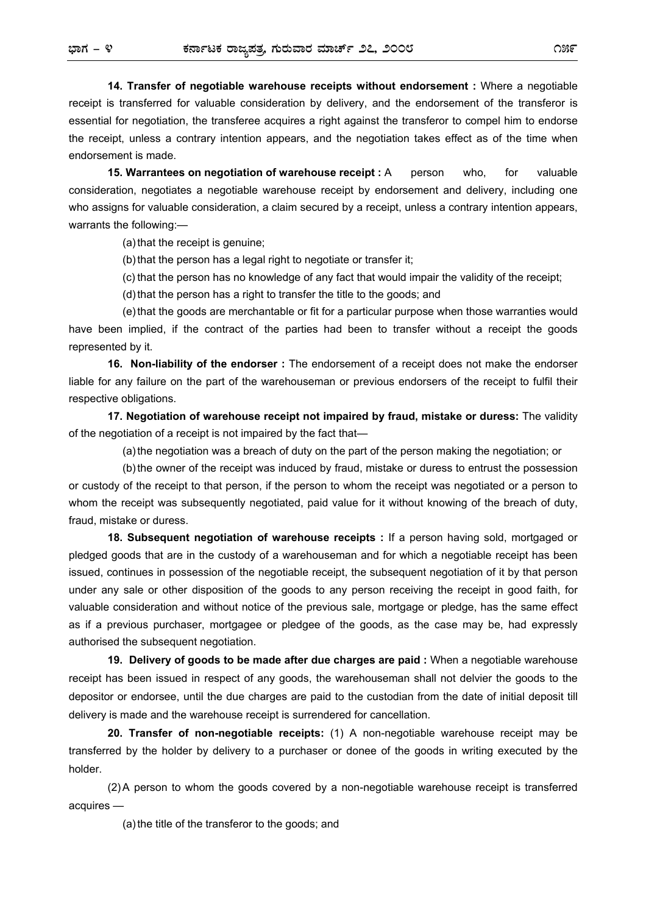**14. Transfer of negotiable warehouse receipts without endorsement :** Where a negotiable receipt is transferred for valuable consideration by delivery, and the endorsement of the transferor is essential for negotiation, the transferee acquires a right against the transferor to compel him to endorse the receipt, unless a contrary intention appears, and the negotiation takes effect as of the time when endorsement is made.

**15. Warrantees on negotiation of warehouse receipt :** A person who, for valuable consideration, negotiates a negotiable warehouse receipt by endorsement and delivery, including one who assigns for valuable consideration, a claim secured by a receipt, unless a contrary intention appears, warrants the following:—

(a) that the receipt is genuine;

(b) that the person has a legal right to negotiate or transfer it;

(c) that the person has no knowledge of any fact that would impair the validity of the receipt;

(d) that the person has a right to transfer the title to the goods; and

(e) that the goods are merchantable or fit for a particular purpose when those warranties would have been implied, if the contract of the parties had been to transfer without a receipt the goods represented by it.

**16. Non-liability of the endorser :** The endorsement of a receipt does not make the endorser liable for any failure on the part of the warehouseman or previous endorsers of the receipt to fulfil their respective obligations.

**17. Negotiation of warehouse receipt not impaired by fraud, mistake or duress:** The validity of the negotiation of a receipt is not impaired by the fact that—

(a) the negotiation was a breach of duty on the part of the person making the negotiation; or

(b) the owner of the receipt was induced by fraud, mistake or duress to entrust the possession or custody of the receipt to that person, if the person to whom the receipt was negotiated or a person to whom the receipt was subsequently negotiated, paid value for it without knowing of the breach of duty, fraud, mistake or duress.

**18. Subsequent negotiation of warehouse receipts :** If a person having sold, mortgaged or pledged goods that are in the custody of a warehouseman and for which a negotiable receipt has been issued, continues in possession of the negotiable receipt, the subsequent negotiation of it by that person under any sale or other disposition of the goods to any person receiving the receipt in good faith, for valuable consideration and without notice of the previous sale, mortgage or pledge, has the same effect as if a previous purchaser, mortgagee or pledgee of the goods, as the case may be, had expressly authorised the subsequent negotiation.

**19. Delivery of goods to be made after due charges are paid :** When a negotiable warehouse receipt has been issued in respect of any goods, the warehouseman shall not delvier the goods to the depositor or endorsee, until the due charges are paid to the custodian from the date of initial deposit till delivery is made and the warehouse receipt is surrendered for cancellation.

**20. Transfer of non-negotiable receipts:** (1) A non-negotiable warehouse receipt may be transferred by the holder by delivery to a purchaser or donee of the goods in writing executed by the holder.

(2) A person to whom the goods covered by a non-negotiable warehouse receipt is transferred acquires —

(a) the title of the transferor to the goods; and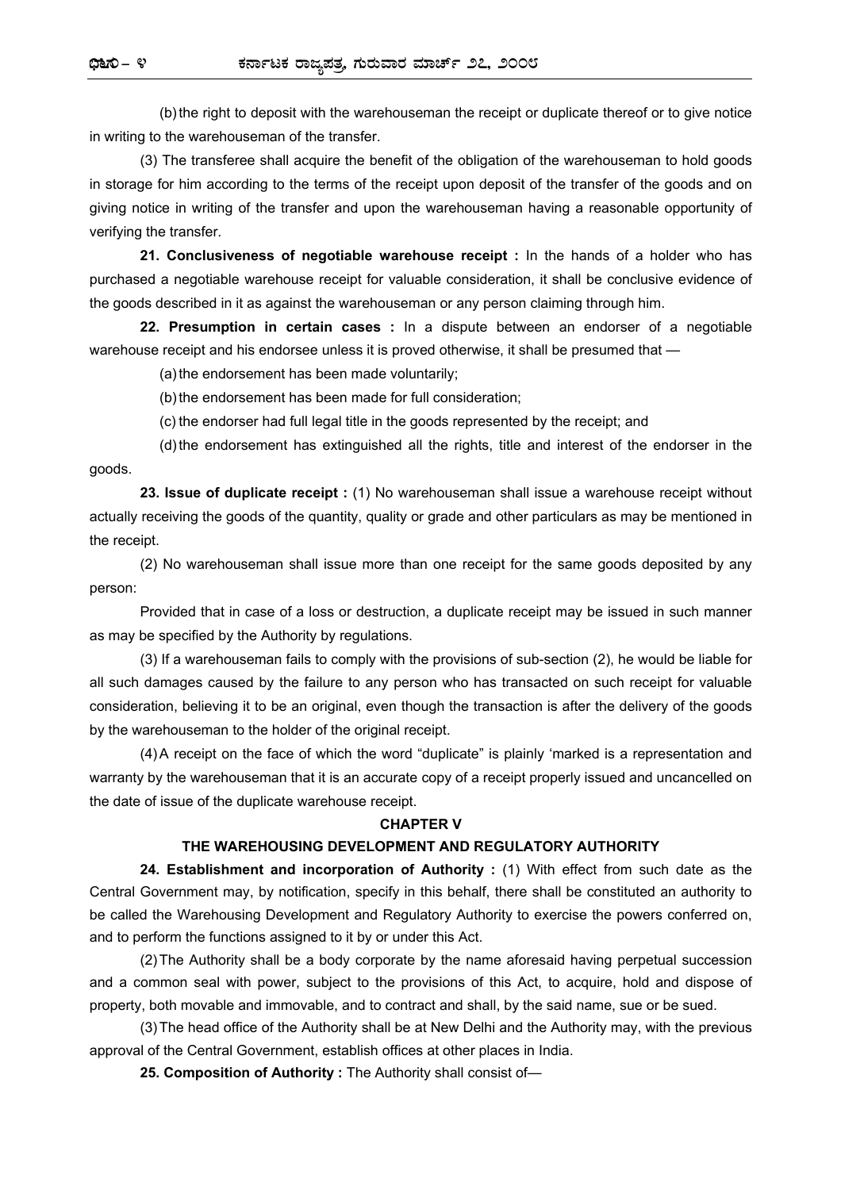(b) the right to deposit with the warehouseman the receipt or duplicate thereof or to give notice in writing to the warehouseman of the transfer.

(3) The transferee shall acquire the benefit of the obligation of the warehouseman to hold goods in storage for him according to the terms of the receipt upon deposit of the transfer of the goods and on giving notice in writing of the transfer and upon the warehouseman having a reasonable opportunity of verifying the transfer.

**21. Conclusiveness of negotiable warehouse receipt :** In the hands of a holder who has purchased a negotiable warehouse receipt for valuable consideration, it shall be conclusive evidence of the goods described in it as against the warehouseman or any person claiming through him.

**22. Presumption in certain cases :** In a dispute between an endorser of a negotiable warehouse receipt and his endorsee unless it is proved otherwise, it shall be presumed that —

(a) the endorsement has been made voluntarily;

(b) the endorsement has been made for full consideration;

(c) the endorser had full legal title in the goods represented by the receipt; and

(d) the endorsement has extinguished all the rights, title and interest of the endorser in the goods.

**23. Issue of duplicate receipt :** (1) No warehouseman shall issue a warehouse receipt without actually receiving the goods of the quantity, quality or grade and other particulars as may be mentioned in the receipt.

(2) No warehouseman shall issue more than one receipt for the same goods deposited by any person:

Provided that in case of a loss or destruction, a duplicate receipt may be issued in such manner as may be specified by the Authority by regulations.

(3) If a warehouseman fails to comply with the provisions of sub-section (2), he would be liable for all such damages caused by the failure to any person who has transacted on such receipt for valuable consideration, believing it to be an original, even though the transaction is after the delivery of the goods by the warehouseman to the holder of the original receipt.

(4) A receipt on the face of which the word "duplicate" is plainly 'marked is a representation and warranty by the warehouseman that it is an accurate copy of a receipt properly issued and uncancelled on the date of issue of the duplicate warehouse receipt.

## CHAPTER V

## THE WAREHOUSING DEVELOPMENT AND REGULATORY AUTHORITY

**24. Establishment and incorporation of Authority :** (1) With effect from such date as the Central Government may, by notification, specify in this behalf, there shall be constituted an authority to be called the Warehousing Development and Regulatory Authority to exercise the powers conferred on, and to perform the functions assigned to it by or under this Act.

(2) The Authority shall be a body corporate by the name aforesaid having perpetual succession and a common seal with power, subject to the provisions of this Act, to acquire, hold and dispose of property, both movable and immovable, and to contract and shall, by the said name, sue or be sued.

(3) The head office of the Authority shall be at New Delhi and the Authority may, with the previous approval of the Central Government, establish offices at other places in India.

**25. Composition of Authority :** The Authority shall consist of—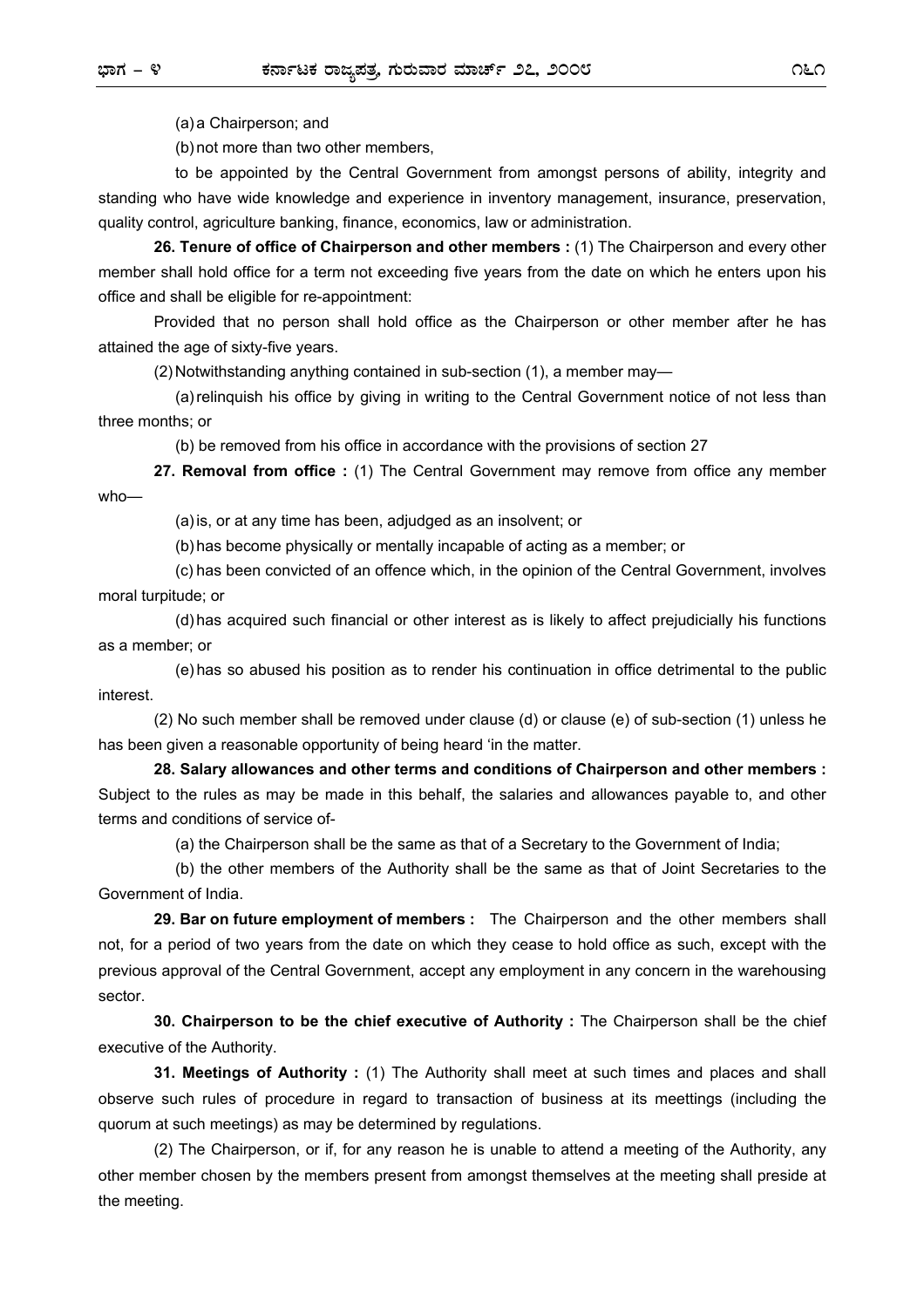(a) a Chairperson; and

(b) not more than two other members,

to be appointed by the Central Government from amongst persons of ability, integrity and standing who have wide knowledge and experience in inventory management, insurance, preservation, quality control, agriculture banking, finance, economics, law or administration.

**26. Tenure of office of Chairperson and other members :** (1) The Chairperson and every other member shall hold office for a term not exceeding five years from the date on which he enters upon his office and shall be eligible for re-appointment:

Provided that no person shall hold office as the Chairperson or other member after he has attained the age of sixty-five years.

(2) Notwithstanding anything contained in sub-section (1), a member may—

(a) relinquish his office by giving in writing to the Central Government notice of not less than three months; or

(b) be removed from his office in accordance with the provisions of section 27

**27. Removal from office :** (1) The Central Government may remove from office any member who—

(a) is, or at any time has been, adjudged as an insolvent; or

(b) has become physically or mentally incapable of acting as a member; or

(c) has been convicted of an offence which, in the opinion of the Central Government, involves moral turpitude; or

(d) has acquired such financial or other interest as is likely to affect prejudicially his functions as a member; or

(e) has so abused his position as to render his continuation in office detrimental to the public interest.

(2) No such member shall be removed under clause (d) or clause (e) of sub-section (1) unless he has been given a reasonable opportunity of being heard 'in the matter.

**28. Salary allowances and other terms and conditions of Chairperson and other members :** Subject to the rules as may be made in this behalf, the salaries and allowances payable to, and other terms and conditions of service of-

(a) the Chairperson shall be the same as that of a Secretary to the Government of India;

(b) the other members of the Authority shall be the same as that of Joint Secretaries to the Government of India.

**29. Bar on future employment of members :** The Chairperson and the other members shall not, for a period of two years from the date on which they cease to hold office as such, except with the previous approval of the Central Government, accept any employment in any concern in the warehousing sector.

**30. Chairperson to be the chief executive of Authority :** The Chairperson shall be the chief executive of the Authority.

**31. Meetings of Authority :** (1) The Authority shall meet at such times and places and shall observe such rules of procedure in regard to transaction of business at its meettings (including the quorum at such meetings) as may be determined by regulations.

(2) The Chairperson, or if, for any reason he is unable to attend a meeting of the Authority, any other member chosen by the members present from amongst themselves at the meeting shall preside at the meeting.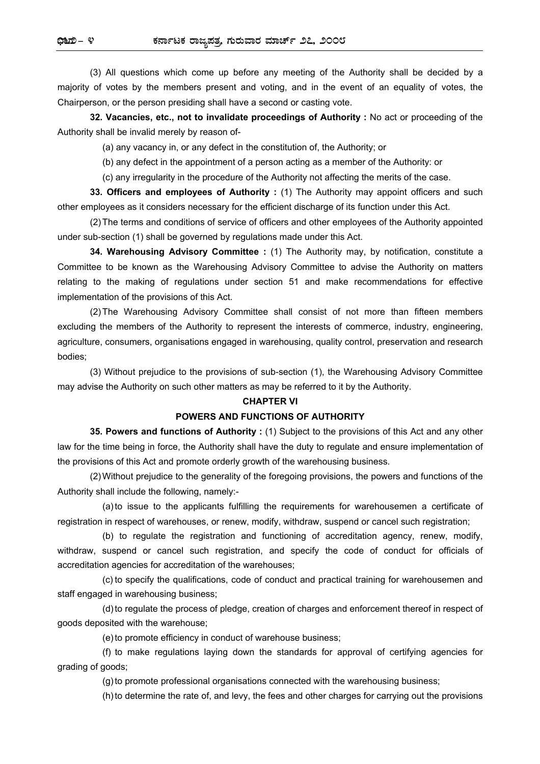(3) All questions which come up before any meeting of the Authority shall be decided by a majority of votes by the members present and voting, and in the event of an equality of votes, the Chairperson, or the person presiding shall have a second or casting vote.

**32. Vacancies, etc., not to invalidate proceedings of Authority :** No act or proceeding of the Authority shall be invalid merely by reason of-

(a) any vacancy in, or any defect in the constitution of, the Authority; or

(b) any defect in the appointment of a person acting as a member of the Authority: or

(c) any irregularity in the procedure of the Authority not affecting the merits of the case.

**33. Officers and employees of Authority :** (1) The Authority may appoint officers and such other employees as it considers necessary for the efficient discharge of its function under this Act.

(2) The terms and conditions of service of officers and other employees of the Authority appointed under sub-section (1) shall be governed by regulations made under this Act.

**34. Warehousing Advisory Committee :** (1) The Authority may, by notification, constitute a Committee to be known as the Warehousing Advisory Committee to advise the Authority on matters relating to the making of regulations under section 51 and make recommendations for effective implementation of the provisions of this Act.

(2) The Warehousing Advisory Committee shall consist of not more than fifteen members excluding the members of the Authority to represent the interests of commerce, industry, engineering, agriculture, consumers, organisations engaged in warehousing, quality control, preservation and research bodies;

(3) Without prejudice to the provisions of sub-section (1), the Warehousing Advisory Committee may advise the Authority on such other matters as may be referred to it by the Authority.

## CHAPTER VI

## POWERS AND FUNCTIONS OF AUTHORITY

**35. Powers and functions of Authority :** (1) Subject to the provisions of this Act and any other law for the time being in force, the Authority shall have the duty to regulate and ensure implementation of the provisions of this Act and promote orderly growth of the warehousing business.

(2) Without prejudice to the generality of the foregoing provisions, the powers and functions of the Authority shall include the following, namely:-

(a) to issue to the applicants fulfilling the requirements for warehousemen a certificate of registration in respect of warehouses, or renew, modify, withdraw, suspend or cancel such registration;

(b) to regulate the registration and functioning of accreditation agency, renew, modify, withdraw, suspend or cancel such registration, and specify the code of conduct for officials of accreditation agencies for accreditation of the warehouses;

(c) to specify the qualifications, code of conduct and practical training for warehousemen and staff engaged in warehousing business;

(d) to regulate the process of pledge, creation of charges and enforcement thereof in respect of goods deposited with the warehouse;

(e) to promote efficiency in conduct of warehouse business;

(f) to make regulations laying down the standards for approval of certifying agencies for grading of goods;

(g) to promote professional organisations connected with the warehousing business;

(h) to determine the rate of, and levy, the fees and other charges for carrying out the provisions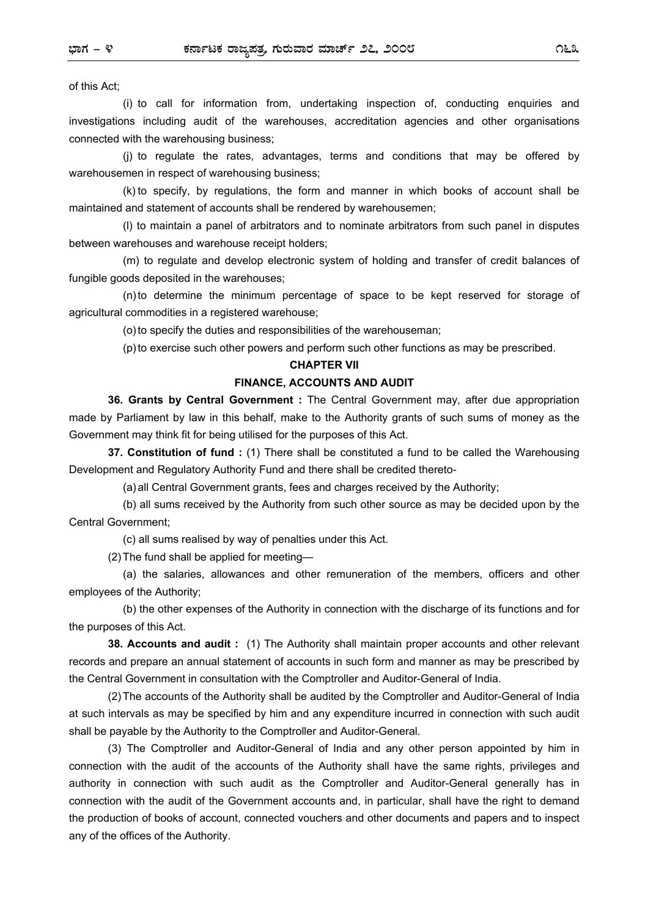of this Act;

(i) to call for information from, undertaking inspection of, conducting enquiries and investigations including audit of the warehouses, accreditation agencies and other organisations connected with the warehousing business;

(j) to regulate the rates, advantages, terms and conditions that may be offered by warehousemen in respect of warehousing business;

(k) to specify, by regulations, the form and manner in which books of account shall be maintained and statement of accounts shall be rendered by warehousemen;

(l) to maintain a panel of arbitrators and to nominate arbitrators from such panel in disputes between warehouses and warehouse receipt holders;

(m) to regulate and develop electronic system of holding and transfer of credit balances of fungible goods deposited in the warehouses;

(n) to determine the minimum percentage of space to be kept reserved for storage of agricultural commodities in a registered warehouse;

(o) to specify the duties and responsibilities of the warehouseman;

(p) to exercise such other powers and perform such other functions as may be prescribed.

## CHAPTER VII

## FINANCE, ACCOUNTS AND AUDIT

**36. Grants by Central Government :** The Central Government may, after due appropriation made by Parliament by law in this behalf, make to the Authority grants of such sums of money as the Government may think fit for being utilised for the purposes of this Act.

**37. Constitution of fund :** (1) There shall be constituted a fund to be called the Warehousing Development and Regulatory Authority Fund and there shall be credited thereto-

(a) all Central Government grants, fees and charges received by the Authority;

(b) all sums received by the Authority from such other source as may be decided upon by the Central Government;

(c) all sums realised by way of penalties under this Act.

(2) The fund shall be applied for meeting—

(a) the salaries, allowances and other remuneration of the members, officers and other employees of the Authority;

(b) the other expenses of the Authority in connection with the discharge of its functions and for the purposes of this Act.

**38. Accounts and audit :** (1) The Authority shall maintain proper accounts and other relevant records and prepare an annual statement of accounts in such form and manner as may be prescribed by the Central Government in consultation with the Comptroller and Auditor-General of India.

(2) The accounts of the Authority shall be audited by the Comptroller and Auditor-General of India at such intervals as may be specified by him and any expenditure incurred in connection with such audit shall be payable by the Authority to the Comptroller and Auditor-General.

(3) The Comptroller and Auditor-General of India and any other person appointed by him in connection with the audit of the accounts of the Authority shall have the same rights, privileges and authority in connection with such audit as the Comptroller and Auditor-General generally has in connection with the audit of the Government accounts and, in particular, shall have the right to demand the production of books of account, connected vouchers and other documents and papers and to inspect any of the offices of the Authority.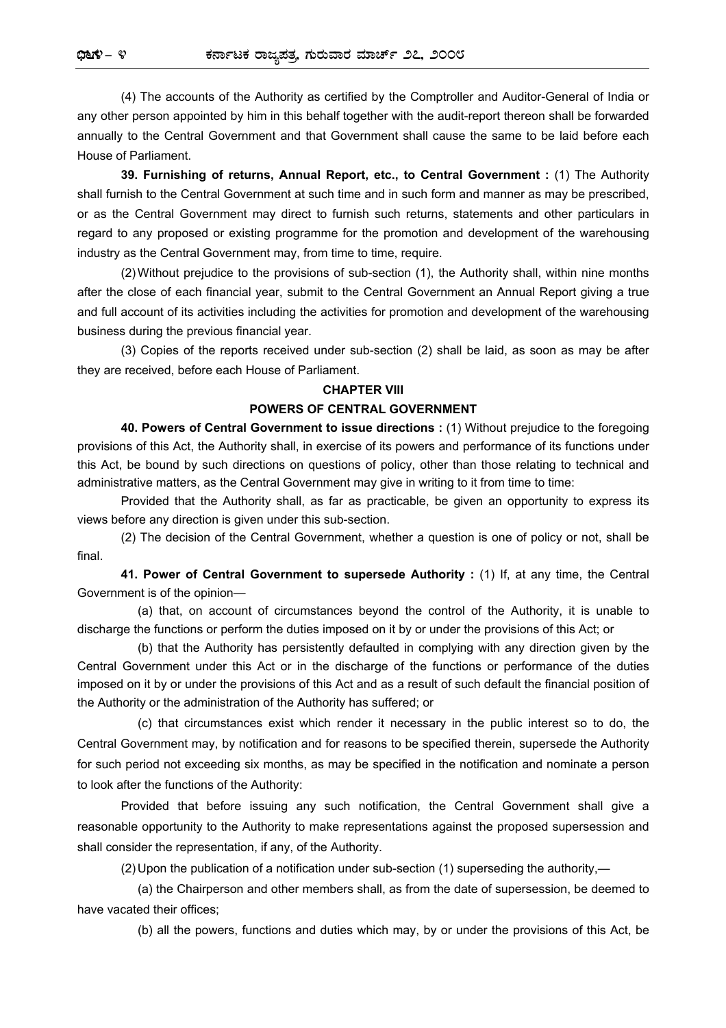(4) The accounts of the Authority as certified by the Comptroller and Auditor-General of India or any other person appointed by him in this behalf together with the audit-report thereon shall be forwarded annually to the Central Government and that Government shall cause the same to be laid before each House of Parliament.

**39. Furnishing of returns, Annual Report, etc., to Central Government :** (1) The Authority shall furnish to the Central Government at such time and in such form and manner as may be prescribed, or as the Central Government may direct to furnish such returns, statements and other particulars in regard to any proposed or existing programme for the promotion and development of the warehousing industry as the Central Government may, from time to time, require.

(2) Without prejudice to the provisions of sub-section (1), the Authority shall, within nine months after the close of each financial year, submit to the Central Government an Annual Report giving a true and full account of its activities including the activities for promotion and development of the warehousing business during the previous financial year.

(3) Copies of the reports received under sub-section (2) shall be laid, as soon as may be after they are received, before each House of Parliament.

## CHAPTER VIII

## POWERS OF CENTRAL GOVERNMENT

**40. Powers of Central Government to issue directions :** (1) Without prejudice to the foregoing provisions of this Act, the Authority shall, in exercise of its powers and performance of its functions under this Act, be bound by such directions on questions of policy, other than those relating to technical and administrative matters, as the Central Government may give in writing to it from time to time:

Provided that the Authority shall, as far as practicable, be given an opportunity to express its views before any direction is given under this sub-section.

(2) The decision of the Central Government, whether a question is one of policy or not, shall be final.

**41. Power of Central Government to supersede Authority :** (1) If, at any time, the Central Government is of the opinion—

(a) that, on account of circumstances beyond the control of the Authority, it is unable to discharge the functions or perform the duties imposed on it by or under the provisions of this Act; or

(b) that the Authority has persistently defaulted in complying with any direction given by the Central Government under this Act or in the discharge of the functions or performance of the duties imposed on it by or under the provisions of this Act and as a result of such default the financial position of the Authority or the administration of the Authority has suffered; or

(c) that circumstances exist which render it necessary in the public interest so to do, the Central Government may, by notification and for reasons to be specified therein, supersede the Authority for such period not exceeding six months, as may be specified in the notification and nominate a person to look after the functions of the Authority:

Provided that before issuing any such notification, the Central Government shall give a reasonable opportunity to the Authority to make representations against the proposed supersession and shall consider the representation, if any, of the Authority.

(2) Upon the publication of a notification under sub-section (1) superseding the authority,—

(a) the Chairperson and other members shall, as from the date of supersession, be deemed to have vacated their offices;

(b) all the powers, functions and duties which may, by or under the provisions of this Act, be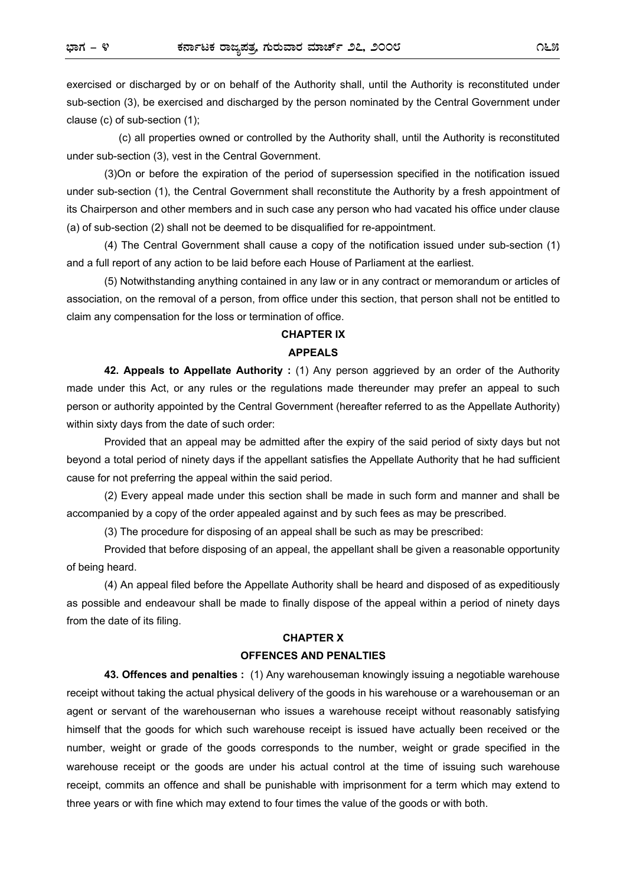exercised or discharged by or on behalf of the Authority shall, until the Authority is reconstituted under sub-section (3), be exercised and discharged by the person nominated by the Central Government under clause (c) of sub-section (1);

(c) all properties owned or controlled by the Authority shall, until the Authority is reconstituted under sub-section (3), vest in the Central Government.

(3)On or before the expiration of the period of supersession specified in the notification issued under sub-section (1), the Central Government shall reconstitute the Authority by a fresh appointment of its Chairperson and other members and in such case any person who had vacated his office under clause (a) of sub-section (2) shall not be deemed to be disqualified for re-appointment.

(4) The Central Government shall cause a copy of the notification issued under sub-section (1) and a full report of any action to be laid before each House of Parliament at the earliest.

(5) Notwithstanding anything contained in any law or in any contract or memorandum or articles of association, on the removal of a person, from office under this section, that person shall not be entitled to claim any compensation for the loss or termination of office.

## CHAPTER IX

## APPEALS

**42. Appeals to Appellate Authority :** (1) Any person aggrieved by an order of the Authority made under this Act, or any rules or the regulations made thereunder may prefer an appeal to such person or authority appointed by the Central Government (hereafter referred to as the Appellate Authority) within sixty days from the date of such order:

Provided that an appeal may be admitted after the expiry of the said period of sixty days but not beyond a total period of ninety days if the appellant satisfies the Appellate Authority that he had sufficient cause for not preferring the appeal within the said period.

(2) Every appeal made under this section shall be made in such form and manner and shall be accompanied by a copy of the order appealed against and by such fees as may be prescribed.

(3) The procedure for disposing of an appeal shall be such as may be prescribed:

Provided that before disposing of an appeal, the appellant shall be given a reasonable opportunity of being heard.

(4) An appeal filed before the Appellate Authority shall be heard and disposed of as expeditiously as possible and endeavour shall be made to finally dispose of the appeal within a period of ninety days from the date of its filing.

## CHAPTER X

## OFFENCES AND PENALTIES

**43. Offences and penalties :** (1) Any warehouseman knowingly issuing a negotiable warehouse receipt without taking the actual physical delivery of the goods in his warehouse or a warehouseman or an agent or servant of the warehousernan who issues a warehouse receipt without reasonably satisfying himself that the goods for which such warehouse receipt is issued have actually been received or the number, weight or grade of the goods corresponds to the number, weight or grade specified in the warehouse receipt or the goods are under his actual control at the time of issuing such warehouse receipt, commits an offence and shall be punishable with imprisonment for a term which may extend to three years or with fine which may extend to four times the value of the goods or with both.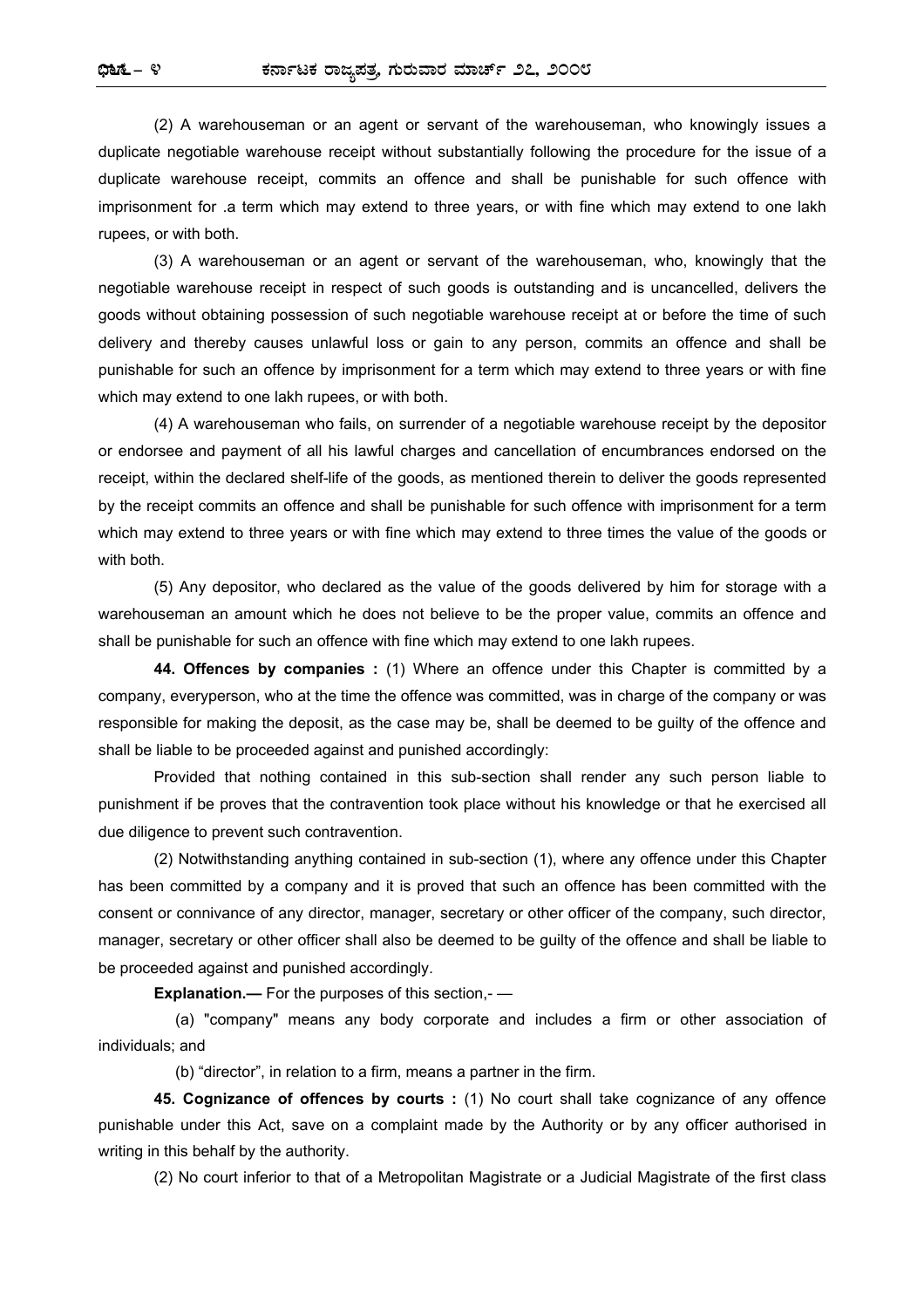(2) A warehouseman or an agent or servant of the warehouseman, who knowingly issues a duplicate negotiable warehouse receipt without substantially following the procedure for the issue of a duplicate warehouse receipt, commits an offence and shall be punishable for such offence with imprisonment for .a term which may extend to three years, or with fine which may extend to one lakh rupees, or with both.

(3) A warehouseman or an agent or servant of the warehouseman, who, knowingly that the negotiable warehouse receipt in respect of such goods is outstanding and is uncancelled, delivers the goods without obtaining possession of such negotiable warehouse receipt at or before the time of such delivery and thereby causes unlawful loss or gain to any person, commits an offence and shall be punishable for such an offence by imprisonment for a term which may extend to three years or with fine which may extend to one lakh rupees, or with both.

(4) A warehouseman who fails, on surrender of a negotiable warehouse receipt by the depositor or endorsee and payment of all his lawful charges and cancellation of encumbrances endorsed on the receipt, within the declared shelf-life of the goods, as mentioned therein to deliver the goods represented by the receipt commits an offence and shall be punishable for such offence with imprisonment for a term which may extend to three years or with fine which may extend to three times the value of the goods or with both.

(5) Any depositor, who declared as the value of the goods delivered by him for storage with a warehouseman an amount which he does not believe to be the proper value, commits an offence and shall be punishable for such an offence with fine which may extend to one lakh rupees.

**44. Offences by companies :** (1) Where an offence under this Chapter is committed by a company, everyperson, who at the time the offence was committed, was in charge of the company or was responsible for making the deposit, as the case may be, shall be deemed to be guilty of the offence and shall be liable to be proceeded against and punished accordingly:

Provided that nothing contained in this sub-section shall render any such person liable to punishment if be proves that the contravention took place without his knowledge or that he exercised all due diligence to prevent such contravention.

(2) Notwithstanding anything contained in sub-section (1), where any offence under this Chapter has been committed by a company and it is proved that such an offence has been committed with the consent or connivance of any director, manager, secretary or other officer of the company, such director, manager, secretary or other officer shall also be deemed to be guilty of the offence and shall be liable to be proceeded against and punished accordingly.

**Explanation.—** For the purposes of this section,- —

(a) "company" means any body corporate and includes a firm or other association of individuals; and

(b) "director", in relation to a firm, means a partner in the firm.

**45. Cognizance of offences by courts :** (1) No court shall take cognizance of any offence punishable under this Act, save on a complaint made by the Authority or by any officer authorised in writing in this behalf by the authority.

(2) No court inferior to that of a Metropolitan Magistrate or a Judicial Magistrate of the first class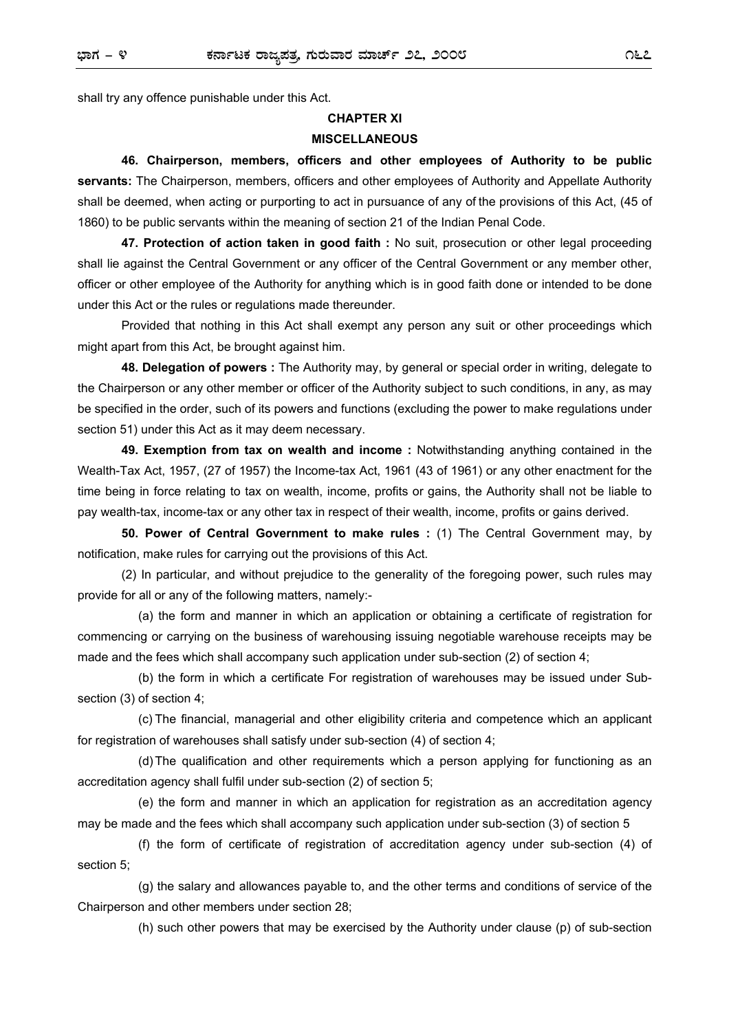shall try any offence punishable under this Act.

## CHAPTER XI
## MISCELLANEOUS

**46. Chairperson, members, officers and other employees of Authority to be public servants:** The Chairperson, members, officers and other employees of Authority and Appellate Authority shall be deemed, when acting or purporting to act in pursuance of any of the provisions of this Act, (45 of 1860) to be public servants within the meaning of section 21 of the Indian Penal Code.

**47. Protection of action taken in good faith :** No suit, prosecution or other legal proceeding shall lie against the Central Government or any officer of the Central Government or any member other, officer or other employee of the Authority for anything which is in good faith done or intended to be done under this Act or the rules or regulations made thereunder.

Provided that nothing in this Act shall exempt any person any suit or other proceedings which might apart from this Act, be brought against him.

**48. Delegation of powers :** The Authority may, by general or special order in writing, delegate to the Chairperson or any other member or officer of the Authority subject to such conditions, in any, as may be specified in the order, such of its powers and functions (excluding the power to make regulations under section 51) under this Act as it may deem necessary.

**49. Exemption from tax on wealth and income :** Notwithstanding anything contained in the Wealth-Tax Act, 1957, (27 of 1957) the Income-tax Act, 1961 (43 of 1961) or any other enactment for the time being in force relating to tax on wealth, income, profits or gains, the Authority shall not be liable to pay wealth-tax, income-tax or any other tax in respect of their wealth, income, profits or gains derived.

**50. Power of Central Government to make rules :** (1) The Central Government may, by notification, make rules for carrying out the provisions of this Act.

(2) In particular, and without prejudice to the generality of the foregoing power, such rules may provide for all or any of the following matters, namely:-

(a) the form and manner in which an application or obtaining a certificate of registration for commencing or carrying on the business of warehousing issuing negotiable warehouse receipts may be made and the fees which shall accompany such application under sub-section (2) of section 4;

(b) the form in which a certificate For registration of warehouses may be issued under Sub-section (3) of section 4;

(c) The financial, managerial and other eligibility criteria and competence which an applicant for registration of warehouses shall satisfy under sub-section (4) of section 4;

(d) The qualification and other requirements which a person applying for functioning as an accreditation agency shall fulfil under sub-section (2) of section 5;

(e) the form and manner in which an application for registration as an accreditation agency may be made and the fees which shall accompany such application under sub-section (3) of section 5

(f) the form of certificate of registration of accreditation agency under sub-section (4) of section 5;

(g) the salary and allowances payable to, and the other terms and conditions of service of the Chairperson and other members under section 28;

(h) such other powers that may be exercised by the Authority under clause (p) of sub-section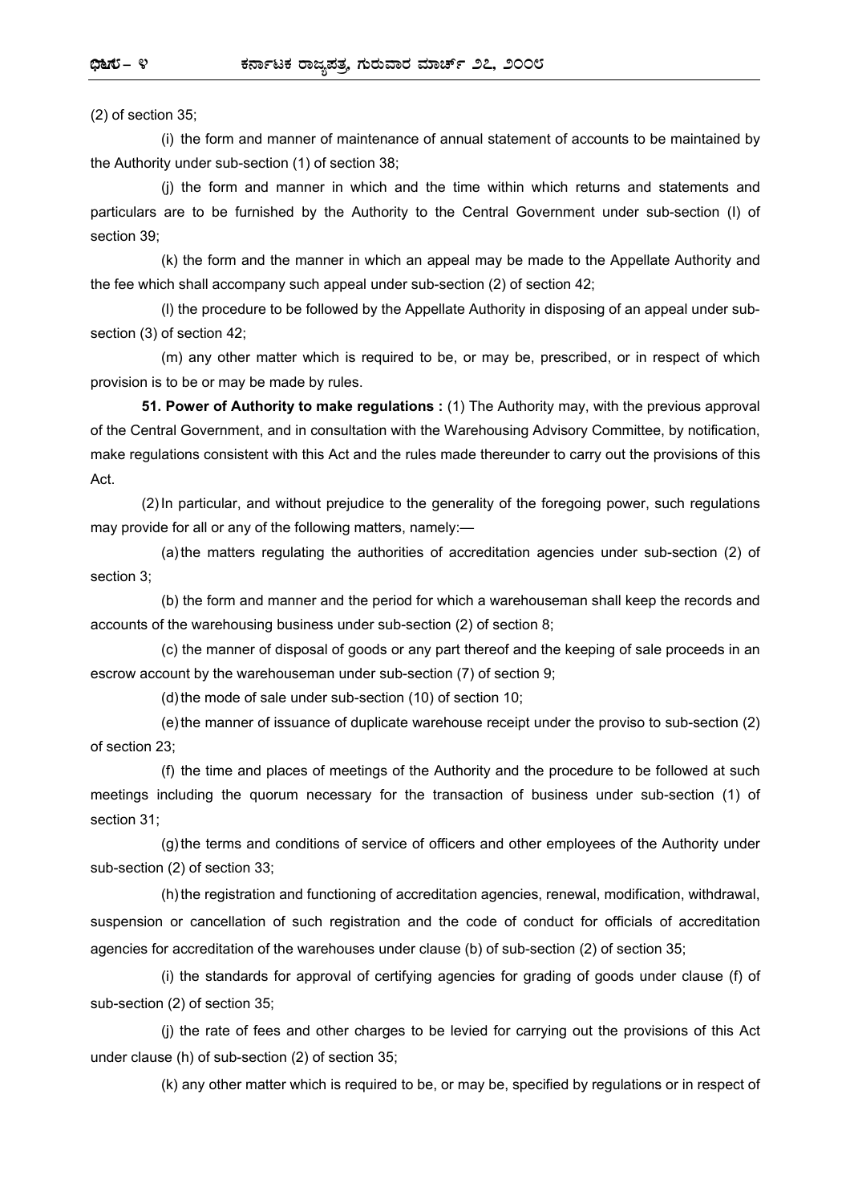(2) of section 35;

(i) the form and manner of maintenance of annual statement of accounts to be maintained by the Authority under sub-section (1) of section 38;

(j) the form and manner in which and the time within which returns and statements and particulars are to be furnished by the Authority to the Central Government under sub-section (I) of section 39;

(k) the form and the manner in which an appeal may be made to the Appellate Authority and the fee which shall accompany such appeal under sub-section (2) of section 42;

(l) the procedure to be followed by the Appellate Authority in disposing of an appeal under sub-section (3) of section 42;

(m) any other matter which is required to be, or may be, prescribed, or in respect of which provision is to be or may be made by rules.

**51. Power of Authority to make regulations :** (1) The Authority may, with the previous approval of the Central Government, and in consultation with the Warehousing Advisory Committee, by notification, make regulations consistent with this Act and the rules made thereunder to carry out the provisions of this Act.

(2) In particular, and without prejudice to the generality of the foregoing power, such regulations may provide for all or any of the following matters, namely:—

(a) the matters regulating the authorities of accreditation agencies under sub-section (2) of section 3;

(b) the form and manner and the period for which a warehouseman shall keep the records and accounts of the warehousing business under sub-section (2) of section 8;

(c) the manner of disposal of goods or any part thereof and the keeping of sale proceeds in an escrow account by the warehouseman under sub-section (7) of section 9;

(d) the mode of sale under sub-section (10) of section 10;

(e) the manner of issuance of duplicate warehouse receipt under the proviso to sub-section (2) of section 23;

(f) the time and places of meetings of the Authority and the procedure to be followed at such meetings including the quorum necessary for the transaction of business under sub-section (1) of section 31;

(g) the terms and conditions of service of officers and other employees of the Authority under sub-section (2) of section 33;

(h) the registration and functioning of accreditation agencies, renewal, modification, withdrawal, suspension or cancellation of such registration and the code of conduct for officials of accreditation agencies for accreditation of the warehouses under clause (b) of sub-section (2) of section 35;

(i) the standards for approval of certifying agencies for grading of goods under clause (f) of sub-section (2) of section 35;

(j) the rate of fees and other charges to be levied for carrying out the provisions of this Act under clause (h) of sub-section (2) of section 35;

(k) any other matter which is required to be, or may be, specified by regulations or in respect of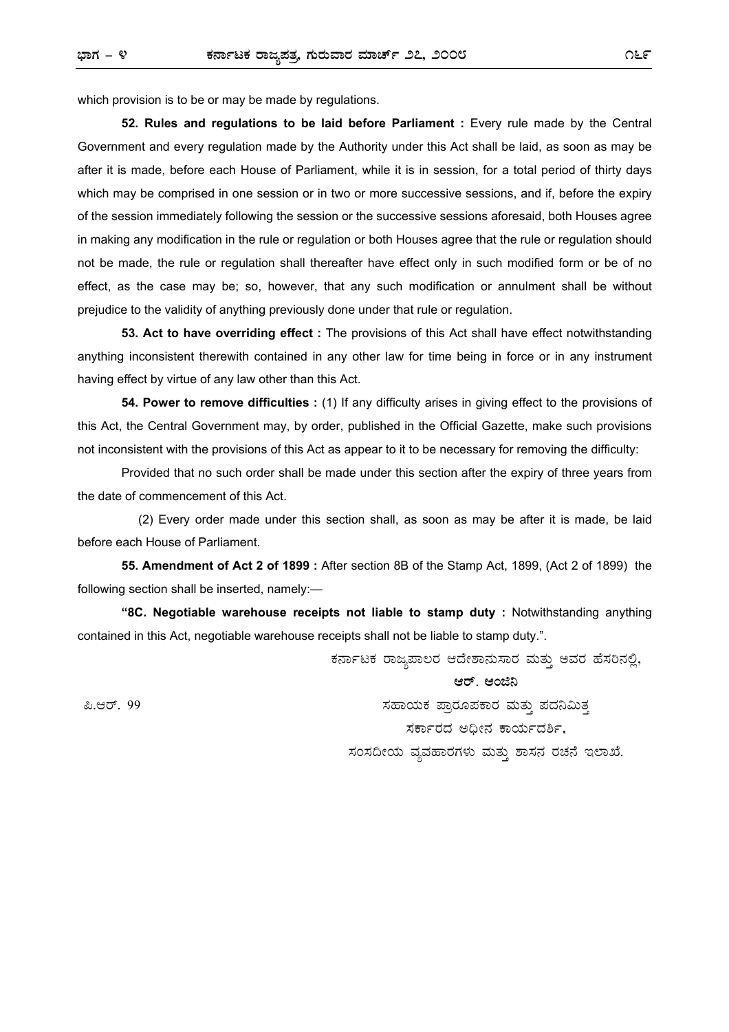which provision is to be or may be made by regulations.

**52. Rules and regulations to be laid before Parliament :** Every rule made by the Central Government and every regulation made by the Authority under this Act shall be laid, as soon as may be after it is made, before each House of Parliament, while it is in session, for a total period of thirty days which may be comprised in one session or in two or more successive sessions, and if, before the expiry of the session immediately following the session or the successive sessions aforesaid, both Houses agree in making any modification in the rule or regulation or both Houses agree that the rule or regulation should not be made, the rule or regulation shall thereafter have effect only in such modified form or be of no effect, as the case may be; so, however, that any such modification or annulment shall be without prejudice to the validity of anything previously done under that rule or regulation.

**53. Act to have overriding effect :** The provisions of this Act shall have effect notwithstanding anything inconsistent therewith contained in any other law for time being in force or in any instrument having effect by virtue of any law other than this Act.

**54. Power to remove difficulties :** (1) If any difficulty arises in giving effect to the provisions of this Act, the Central Government may, by order, published in the Official Gazette, make such provisions not inconsistent with the provisions of this Act as appear to it to be necessary for removing the difficulty:

Provided that no such order shall be made under this section after the expiry of three years from the date of commencement of this Act.

(2) Every order made under this section shall, as soon as may be after it is made, be laid before each House of Parliament.

**55. Amendment of Act 2 of 1899 :** After section 8B of the Stamp Act, 1899, (Act 2 of 1899) the following section shall be inserted, namely:—

**"8C. Negotiable warehouse receipts not liable to stamp duty :** Notwithstanding anything contained in this Act, negotiable warehouse receipts shall not be liable to stamp duty.".

ಕರ್ನಾಟಕ ರಾಜ್ಯಪಾಲರ ಆದೇಶಾನುಸಾರ ಮತ್ತು ಅವರ ಹೆಸರಿನಲ್ಲಿ,

**ಆರ್. ಆಂಜಿನಿ**

ಸಹಾಯಕ ಪ್ರಾರೂಪಕಾರ ಮತ್ತು ಪದನಿಮಿತ್ತ

ಸರ್ಕಾರದ ಅಧೀನ ಕಾರ್ಯದರ್ಶಿ,

ಸಂಸದೀಯ ವ್ಯವಹಾರಗಳು ಮತ್ತು ಶಾಸನ ರಚನೆ ಇಲಾಖೆ.

ಪಿ.ಆರ್. 99